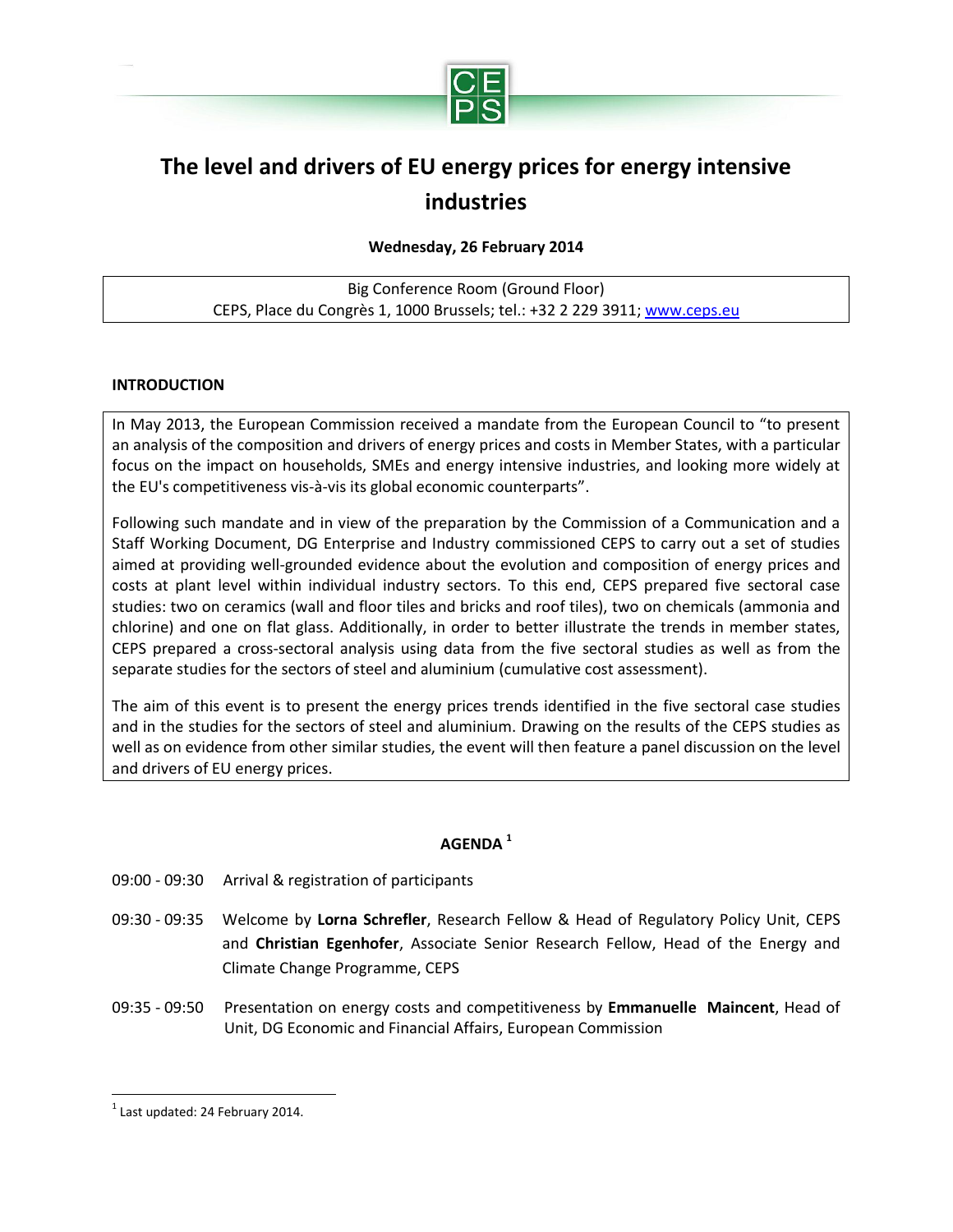# The level and drivers of EU energy prices for energy intensive industries

**Wednesday, 26 February 2014**

Big Conference Room (Ground Floor)
CEPS, Place du Congrès 1, 1000 Brussels; tel.: +32 2 229 3911; www.ceps.eu

**INTRODUCTION**

In May 2013, the European Commission received a mandate from the European Council to "to present an analysis of the composition and drivers of energy prices and costs in Member States, with a particular focus on the impact on households, SMEs and energy intensive industries, and looking more widely at the EU's competitiveness vis-à-vis its global economic counterparts".

Following such mandate and in view of the preparation by the Commission of a Communication and a Staff Working Document, DG Enterprise and Industry commissioned CEPS to carry out a set of studies aimed at providing well-grounded evidence about the evolution and composition of energy prices and costs at plant level within individual industry sectors. To this end, CEPS prepared five sectoral case studies: two on ceramics (wall and floor tiles and bricks and roof tiles), two on chemicals (ammonia and chlorine) and one on flat glass. Additionally, in order to better illustrate the trends in member states, CEPS prepared a cross-sectoral analysis using data from the five sectoral studies as well as from the separate studies for the sectors of steel and aluminium (cumulative cost assessment).

The aim of this event is to present the energy prices trends identified in the five sectoral case studies and in the studies for the sectors of steel and aluminium. Drawing on the results of the CEPS studies as well as on evidence from other similar studies, the event will then feature a panel discussion on the level and drivers of EU energy prices.

**AGENDA [1]**

09:00 - 09:30 Arrival & registration of participants

09:30 - 09:35 Welcome by **Lorna Schrefler**, Research Fellow & Head of Regulatory Policy Unit, CEPS and **Christian Egenhofer**, Associate Senior Research Fellow, Head of the Energy and Climate Change Programme, CEPS

09:35 - 09:50 Presentation on energy costs and competitiveness by **Emmanuelle Maincent**, Head of Unit, DG Economic and Financial Affairs, European Commission

[1] Last updated: 24 February 2014.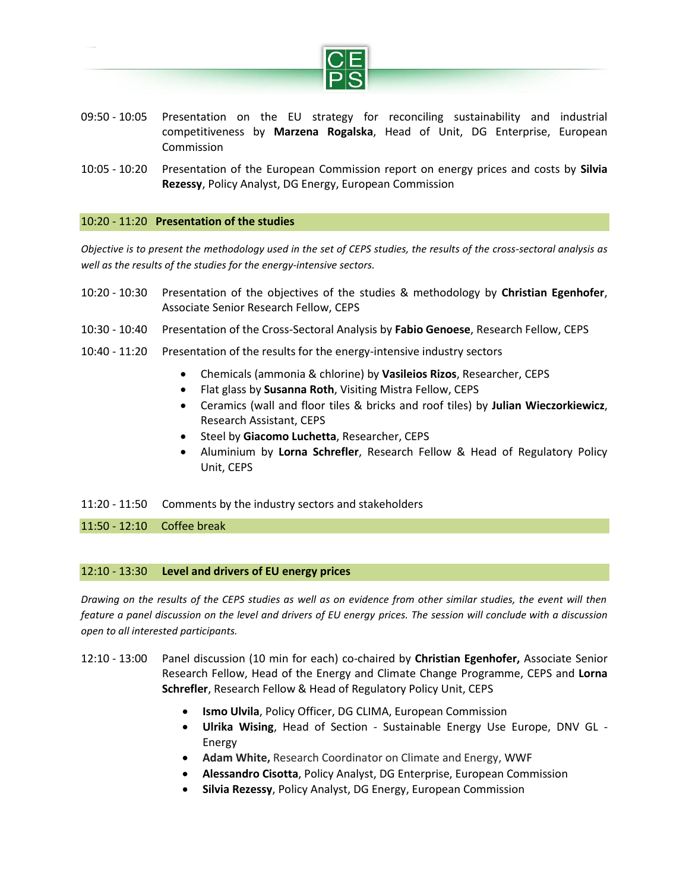09:50 - 10:05 Presentation on the EU strategy for reconciling sustainability and industrial competitiveness by **Marzena Rogalska**, Head of Unit, DG Enterprise, European Commission

10:05 - 10:20 Presentation of the European Commission report on energy prices and costs by **Silvia Rezessy**, Policy Analyst, DG Energy, European Commission

## 10:20 - 11:20 Presentation of the studies

*Objective is to present the methodology used in the set of CEPS studies, the results of the cross-sectoral analysis as well as the results of the studies for the energy-intensive sectors.*

10:20 - 10:30 Presentation of the objectives of the studies & methodology by **Christian Egenhofer**, Associate Senior Research Fellow, CEPS

10:30 - 10:40 Presentation of the Cross-Sectoral Analysis by **Fabio Genoese**, Research Fellow, CEPS

10:40 - 11:20 Presentation of the results for the energy-intensive industry sectors

- Chemicals (ammonia & chlorine) by **Vasileios Rizos**, Researcher, CEPS
- Flat glass by **Susanna Roth**, Visiting Mistra Fellow, CEPS
- Ceramics (wall and floor tiles & bricks and roof tiles) by **Julian Wieczorkiewicz**, Research Assistant, CEPS
- Steel by **Giacomo Luchetta**, Researcher, CEPS
- Aluminium by **Lorna Schrefler**, Research Fellow & Head of Regulatory Policy Unit, CEPS

11:20 - 11:50 Comments by the industry sectors and stakeholders

11:50 - 12:10 Coffee break

## 12:10 - 13:30 Level and drivers of EU energy prices

*Drawing on the results of the CEPS studies as well as on evidence from other similar studies, the event will then feature a panel discussion on the level and drivers of EU energy prices. The session will conclude with a discussion open to all interested participants.*

12:10 - 13:00 Panel discussion (10 min for each) co-chaired by **Christian Egenhofer,** Associate Senior Research Fellow, Head of the Energy and Climate Change Programme, CEPS and **Lorna Schrefler**, Research Fellow & Head of Regulatory Policy Unit, CEPS

- **Ismo Ulvila**, Policy Officer, DG CLIMA, European Commission
- **Ulrika Wising**, Head of Section - Sustainable Energy Use Europe, DNV GL - Energy
- **Adam White,** Research Coordinator on Climate and Energy, WWF
- **Alessandro Cisotta**, Policy Analyst, DG Enterprise, European Commission
- **Silvia Rezessy**, Policy Analyst, DG Energy, European Commission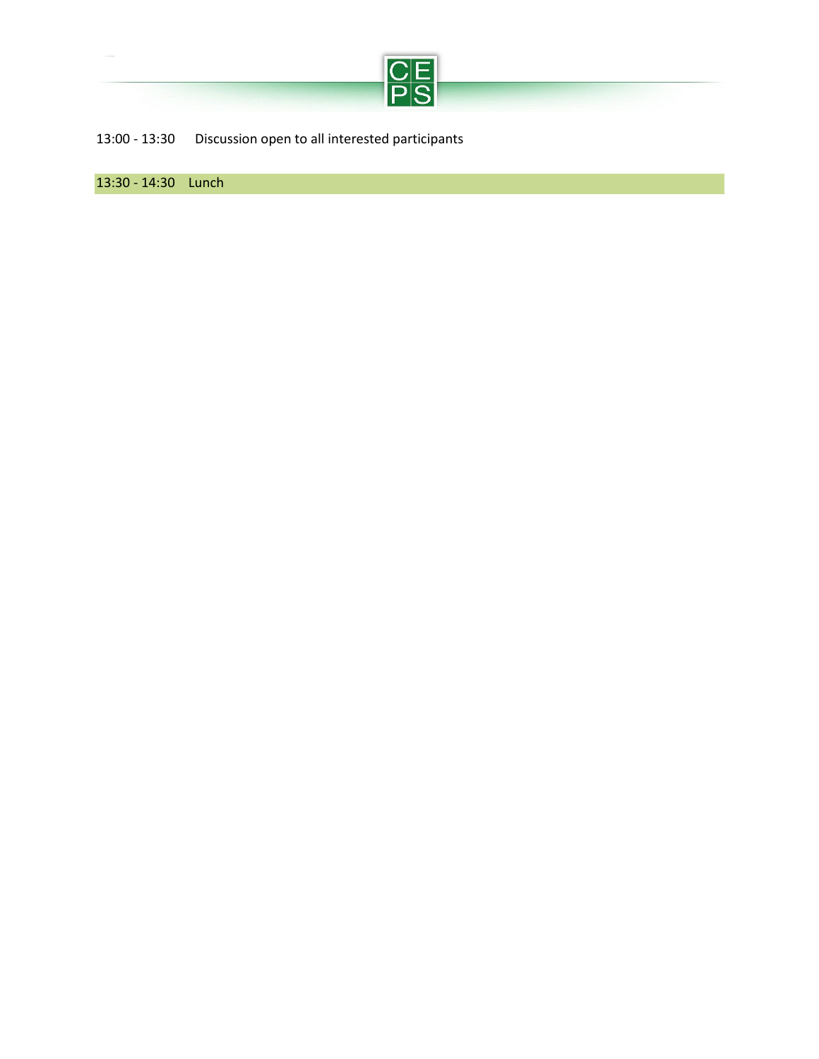13:00 - 13:30 Discussion open to all interested participants

13:30 - 14:30 Lunch